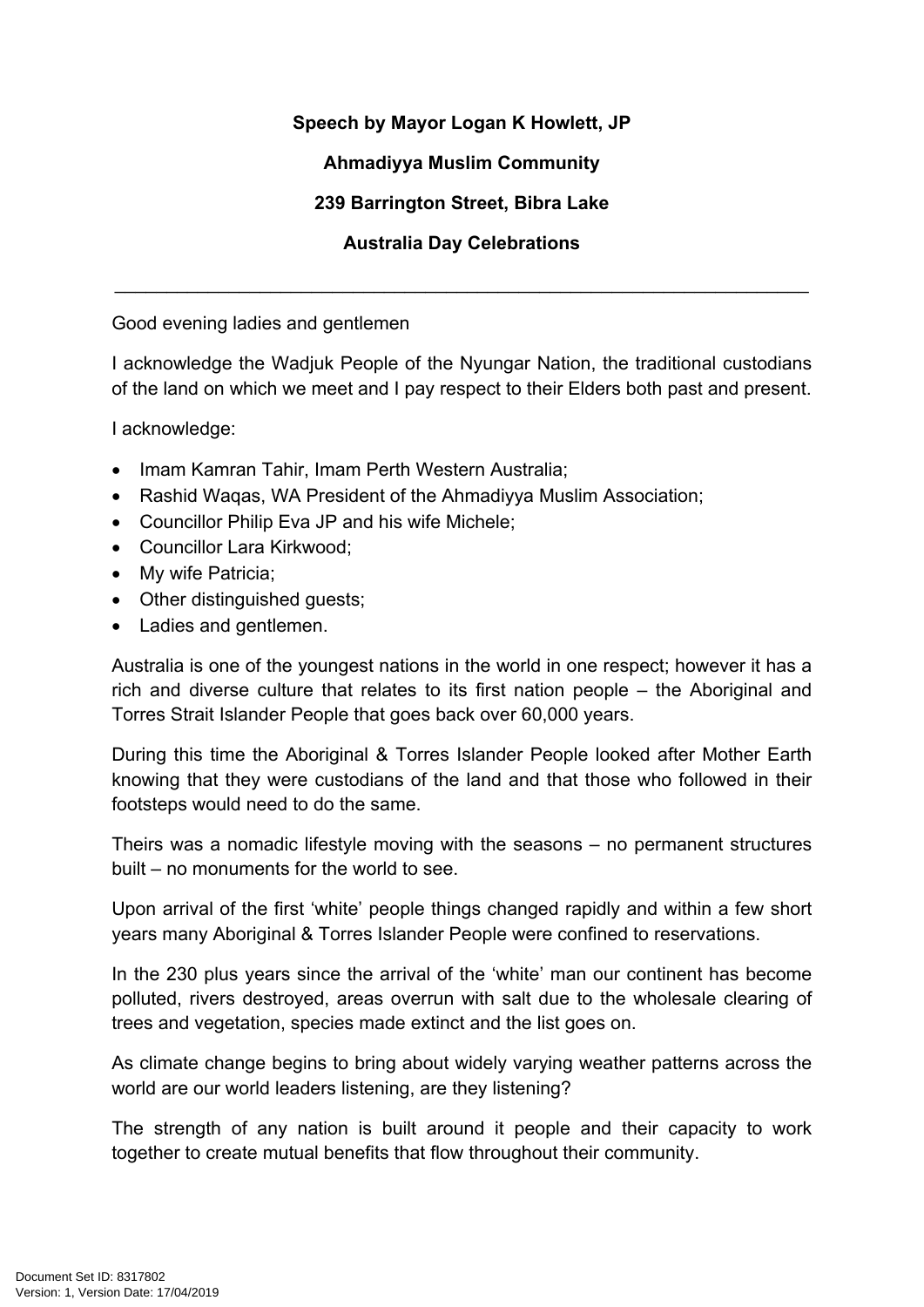**Speech by Mayor Logan K Howlett, JP**

**Ahmadiyya Muslim Community**

**239 Barrington Street, Bibra Lake**

**Australia Day Celebrations**

---

Good evening ladies and gentlemen

I acknowledge the Wadjuk People of the Nyungar Nation, the traditional custodians of the land on which we meet and I pay respect to their Elders both past and present.

I acknowledge:

- Imam Kamran Tahir, Imam Perth Western Australia;
- Rashid Waqas, WA President of the Ahmadiyya Muslim Association;
- Councillor Philip Eva JP and his wife Michele;
- Councillor Lara Kirkwood;
- My wife Patricia;
- Other distinguished guests;
- Ladies and gentlemen.

Australia is one of the youngest nations in the world in one respect; however it has a rich and diverse culture that relates to its first nation people – the Aboriginal and Torres Strait Islander People that goes back over 60,000 years.

During this time the Aboriginal & Torres Islander People looked after Mother Earth knowing that they were custodians of the land and that those who followed in their footsteps would need to do the same.

Theirs was a nomadic lifestyle moving with the seasons – no permanent structures built – no monuments for the world to see.

Upon arrival of the first 'white' people things changed rapidly and within a few short years many Aboriginal & Torres Islander People were confined to reservations.

In the 230 plus years since the arrival of the 'white' man our continent has become polluted, rivers destroyed, areas overrun with salt due to the wholesale clearing of trees and vegetation, species made extinct and the list goes on.

As climate change begins to bring about widely varying weather patterns across the world are our world leaders listening, are they listening?

The strength of any nation is built around it people and their capacity to work together to create mutual benefits that flow throughout their community.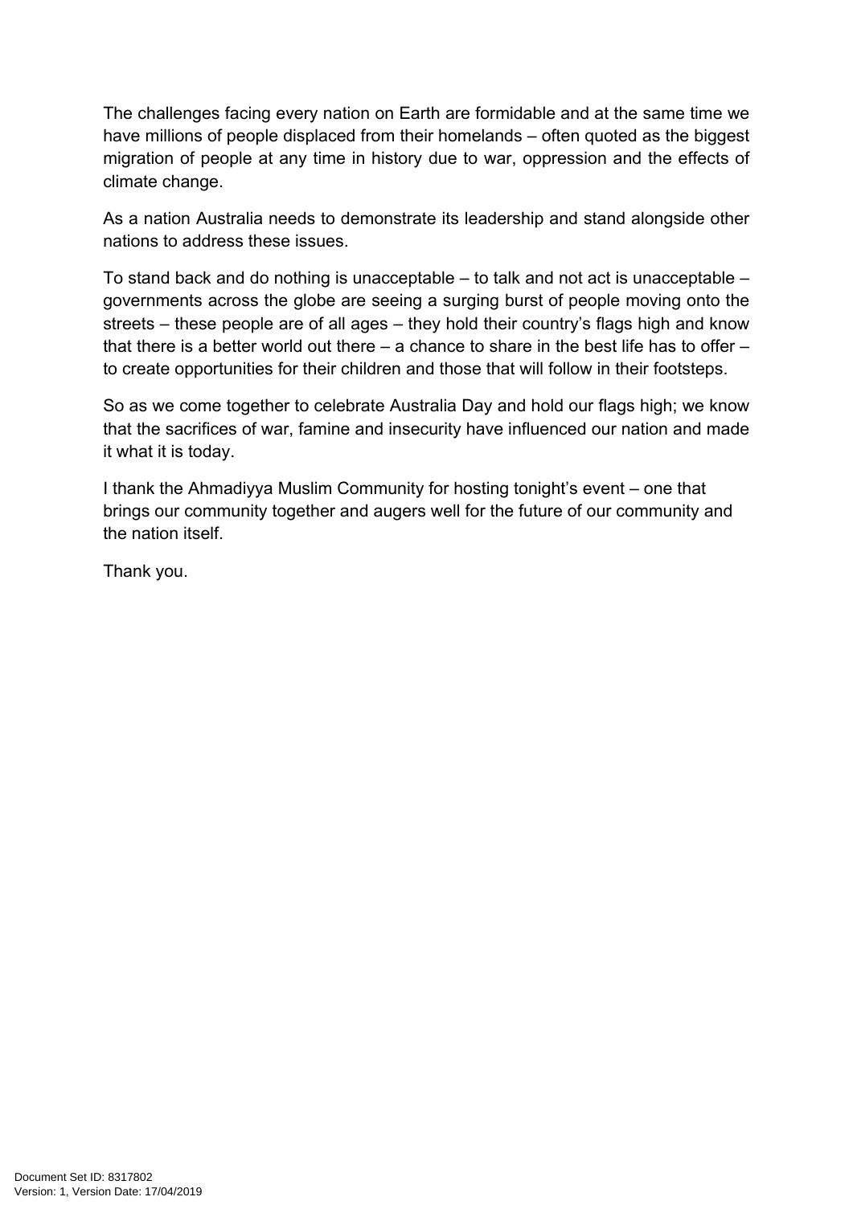The challenges facing every nation on Earth are formidable and at the same time we have millions of people displaced from their homelands – often quoted as the biggest migration of people at any time in history due to war, oppression and the effects of climate change.

As a nation Australia needs to demonstrate its leadership and stand alongside other nations to address these issues.

To stand back and do nothing is unacceptable – to talk and not act is unacceptable – governments across the globe are seeing a surging burst of people moving onto the streets – these people are of all ages – they hold their country's flags high and know that there is a better world out there – a chance to share in the best life has to offer – to create opportunities for their children and those that will follow in their footsteps.

So as we come together to celebrate Australia Day and hold our flags high; we know that the sacrifices of war, famine and insecurity have influenced our nation and made it what it is today.

I thank the Ahmadiyya Muslim Community for hosting tonight's event – one that brings our community together and augers well for the future of our community and the nation itself.

Thank you.